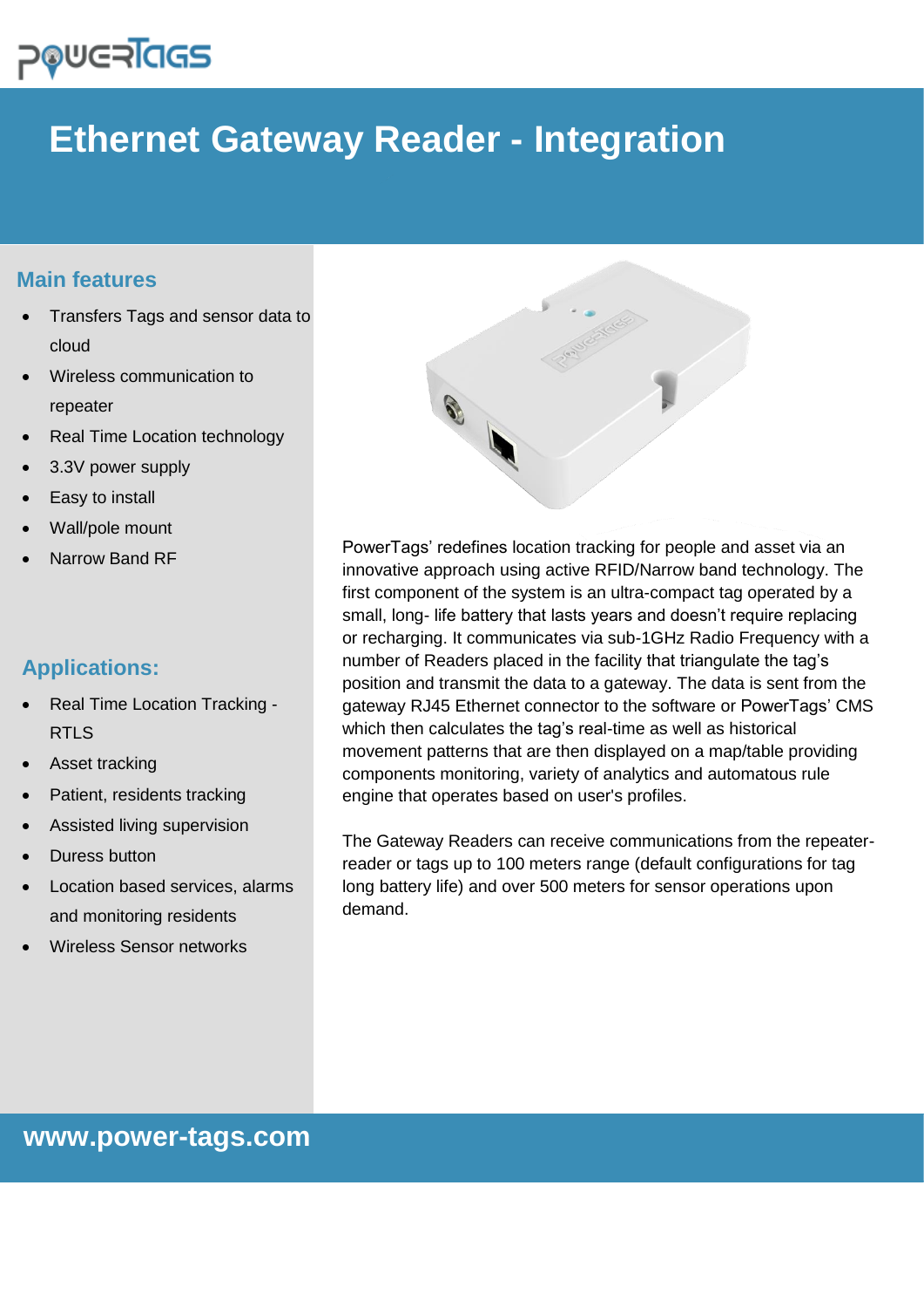PowerTags

# Ethernet Gateway Reader - Integration

## Main features

- Transfers Tags and sensor data to cloud
- Wireless communication to repeater
- Real Time Location technology
- 3.3V power supply
- Easy to install
- Wall/pole mount
- Narrow Band RF

## Applications:

- Real Time Location Tracking - RTLS
- Asset tracking
- Patient, residents tracking
- Assisted living supervision
- Duress button
- Location based services, alarms and monitoring residents
- Wireless Sensor networks

PowerTags' redefines location tracking for people and asset via an innovative approach using active RFID/Narrow band technology. The first component of the system is an ultra-compact tag operated by a small, long- life battery that lasts years and doesn't require replacing or recharging. It communicates via sub-1GHz Radio Frequency with a number of Readers placed in the facility that triangulate the tag's position and transmit the data to a gateway. The data is sent from the gateway RJ45 Ethernet connector to the software or PowerTags' CMS which then calculates the tag's real-time as well as historical movement patterns that are then displayed on a map/table providing components monitoring, variety of analytics and automatous rule engine that operates based on user's profiles.

The Gateway Readers can receive communications from the repeater-reader or tags up to 100 meters range (default configurations for tag long battery life) and over 500 meters for sensor operations upon demand.

**www.power-tags.com**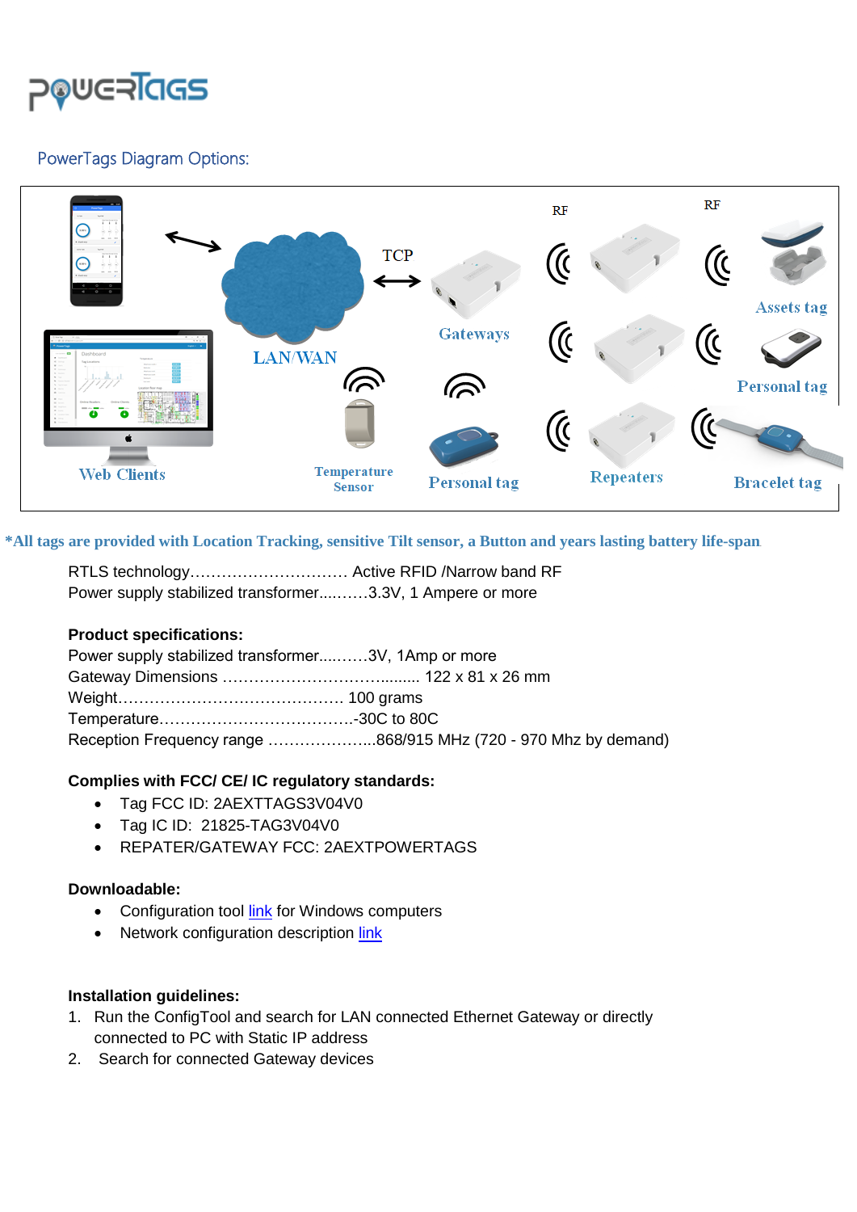PowerTags

## PowerTags Diagram Options:

RF RF

TCP

LAN/WAN

Gateways

Assets tag

Personal tag

Web Clients

Temperature Sensor

Personal tag

Repeaters

Bracelet tag

***All tags are provided with Location Tracking, sensitive Tilt sensor, a Button and years lasting battery life-span**

RTLS technology………………………… Active RFID /Narrow band RF
Power supply stabilized transformer....……3.3V, 1 Ampere or more

**Product specifications:**

Power supply stabilized transformer....……3V, 1Amp or more
Gateway Dimensions ……………………………......... 122 x 81 x 26 mm
Weight…………………………………… 100 grams
Temperature……………………………….-30C to 80C
Reception Frequency range ………………...868/915 MHz (720 - 970 Mhz by demand)

**Complies with FCC/ CE/ IC regulatory standards:**

- Tag FCC ID: 2AEXTTAGS3V04V0
- Tag IC ID: 21825-TAG3V04V0
- REPATER/GATEWAY FCC: 2AEXTPOWERTAGS

**Downloadable:**

- Configuration tool link for Windows computers
- Network configuration description link

**Installation guidelines:**

1. Run the ConfigTool and search for LAN connected Ethernet Gateway or directly connected to PC with Static IP address
2. Search for connected Gateway devices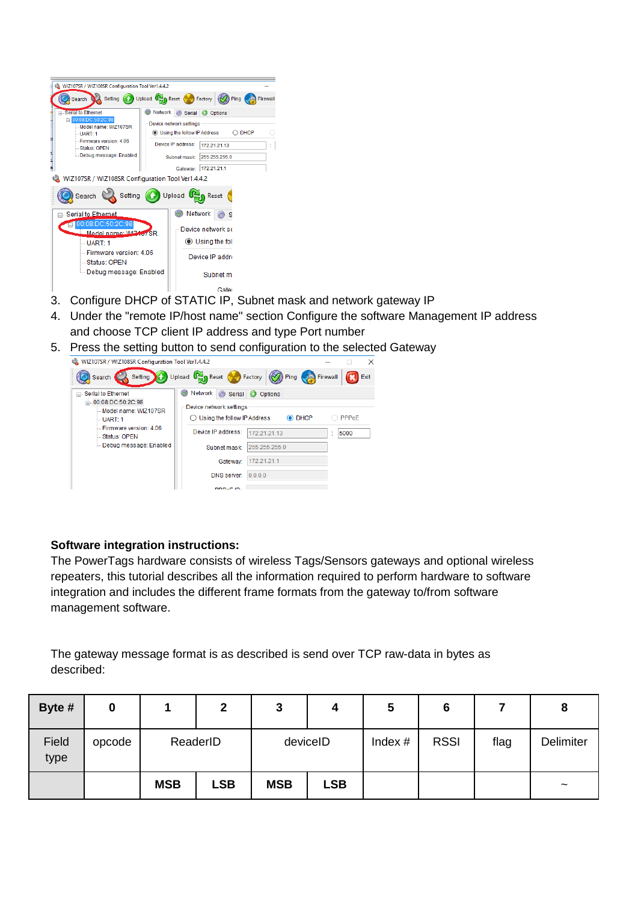3. Configure DHCP of STATIC IP, Subnet mask and network gateway IP
4. Under the "remote IP/host name" section Configure the software Management IP address and choose TCP client IP address and type Port number
5. Press the setting button to send configuration to the selected Gateway

**Software integration instructions:**

The PowerTags hardware consists of wireless Tags/Sensors gateways and optional wireless repeaters, this tutorial describes all the information required to perform hardware to software integration and includes the different frame formats from the gateway to/from software management software.

The gateway message format is as described is send over TCP raw-data in bytes as described:

| Byte # | 0 | 1 | 2 | 3 | 4 | 5 | 6 | 7 | 8 |
|---|---|---|---|---|---|---|---|---|---|
| Field type | opcode | ReaderID | | deviceID | | Index # | RSSI | flag | Delimiter |
| | | MSB | LSB | MSB | LSB | | | | ~ |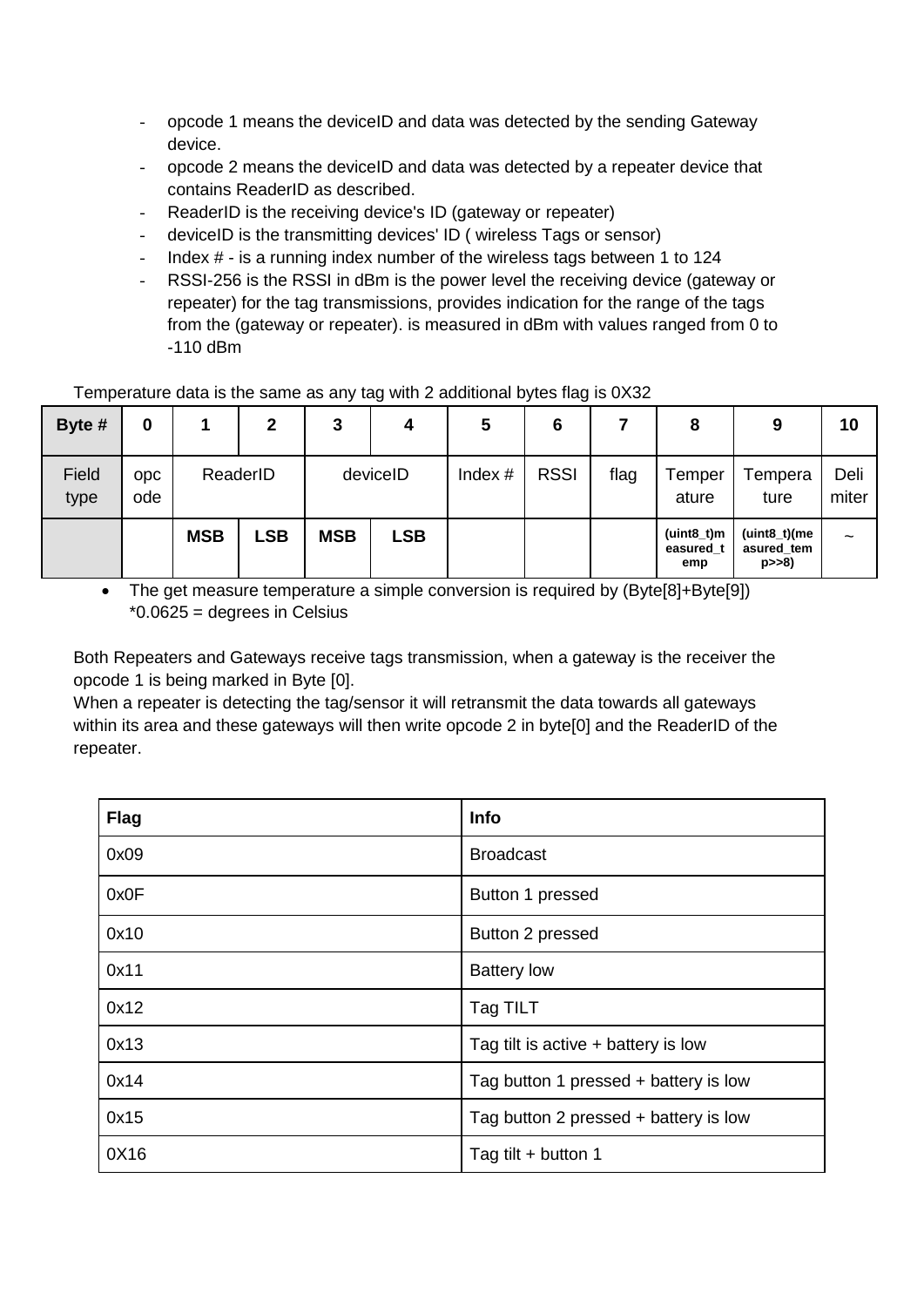- opcode 1 means the deviceID and data was detected by the sending Gateway device.
- opcode 2 means the deviceID and data was detected by a repeater device that contains ReaderID as described.
- ReaderID is the receiving device's ID (gateway or repeater)
- deviceID is the transmitting devices' ID ( wireless Tags or sensor)
- Index # - is a running index number of the wireless tags between 1 to 124
- RSSI-256 is the RSSI in dBm is the power level the receiving device (gateway or repeater) for the tag transmissions, provides indication for the range of the tags from the (gateway or repeater). is measured in dBm with values ranged from 0 to -110 dBm

Temperature data is the same as any tag with 2 additional bytes flag is 0X32

| Byte # | 0 | 1 | 2 | 3 | 4 | 5 | 6 | 7 | 8 | 9 | 10 |
|---|---|---|---|---|---|---|---|---|---|---|---|
| Field type | opcode | ReaderID | | deviceID | | Index # | RSSI | flag | Temperature | Temperature | Delimiter |
| | | **MSB** | **LSB** | **MSB** | **LSB** | | | | **(uint8_t)measured_temp** | **(uint8_t)(measured_temp>>8)** | ~ |

- The get measure temperature a simple conversion is required by (Byte[8]+Byte[9]) *0.0625 = degrees in Celsius

Both Repeaters and Gateways receive tags transmission, when a gateway is the receiver the opcode 1 is being marked in Byte [0].
When a repeater is detecting the tag/sensor it will retransmit the data towards all gateways within its area and these gateways will then write opcode 2 in byte[0] and the ReaderID of the repeater.

| Flag | Info |
|---|---|
| 0x09 | Broadcast |
| 0x0F | Button 1 pressed |
| 0x10 | Button 2 pressed |
| 0x11 | Battery low |
| 0x12 | Tag TILT |
| 0x13 | Tag tilt is active + battery is low |
| 0x14 | Tag button 1 pressed + battery is low |
| 0x15 | Tag button 2 pressed + battery is low |
| 0X16 | Tag tilt + button 1 |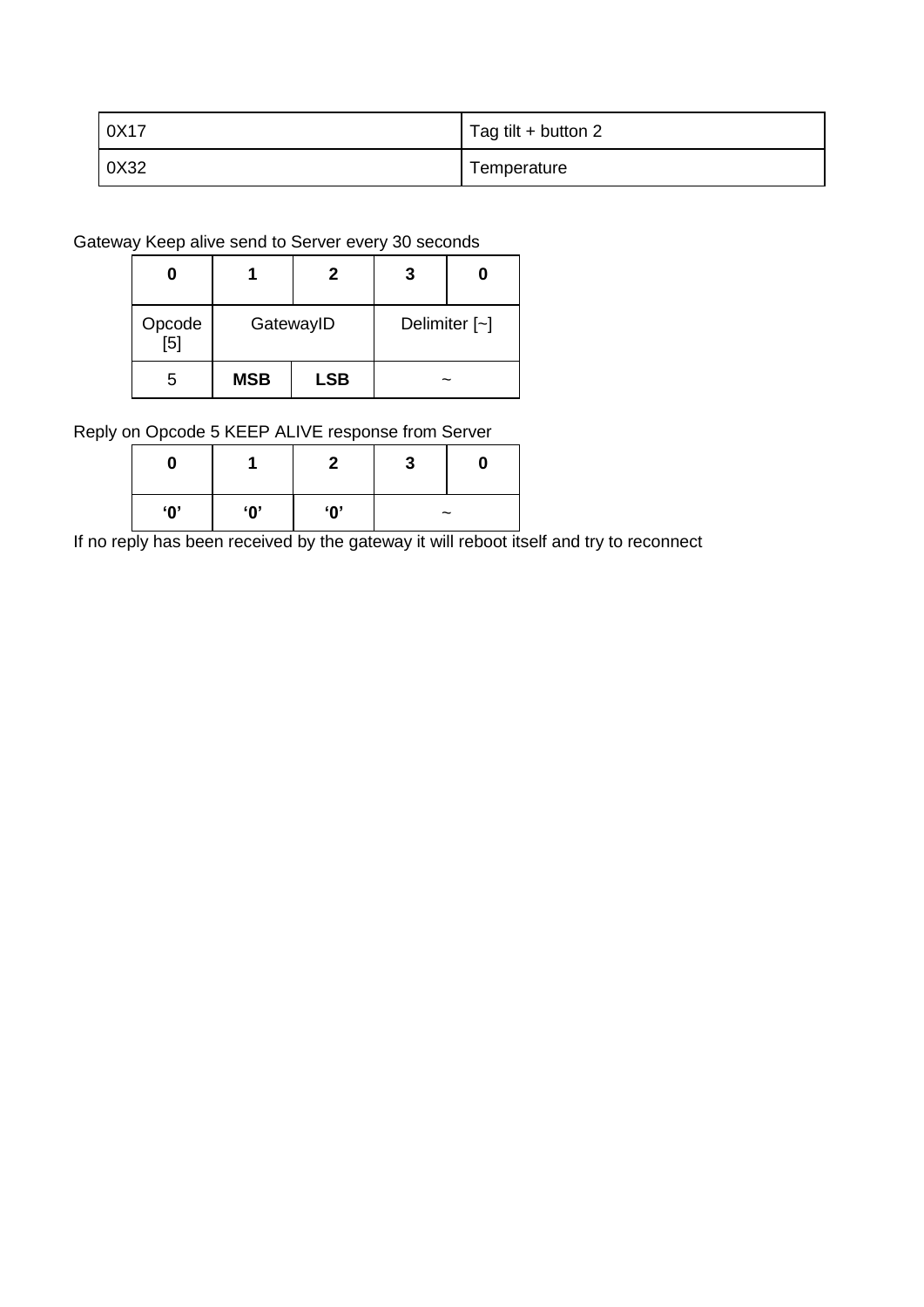| | |
|---|---|
| 0X17 | Tag tilt + button 2 |
| 0X32 | Temperature |

Gateway Keep alive send to Server every 30 seconds

| 0 | 1 | 2 | 3 | 0 |
|---|---|---|---|---|
| Opcode [5] | GatewayID | | Delimiter [~] | |
| 5 | **MSB** | **LSB** | ~ | |

Reply on Opcode 5 KEEP ALIVE response from Server

| 0 | 1 | 2 | 3 | 0 |
|---|---|---|---|---|
| **'0'** | **'0'** | **'0'** | ~ | |

If no reply has been received by the gateway it will reboot itself and try to reconnect